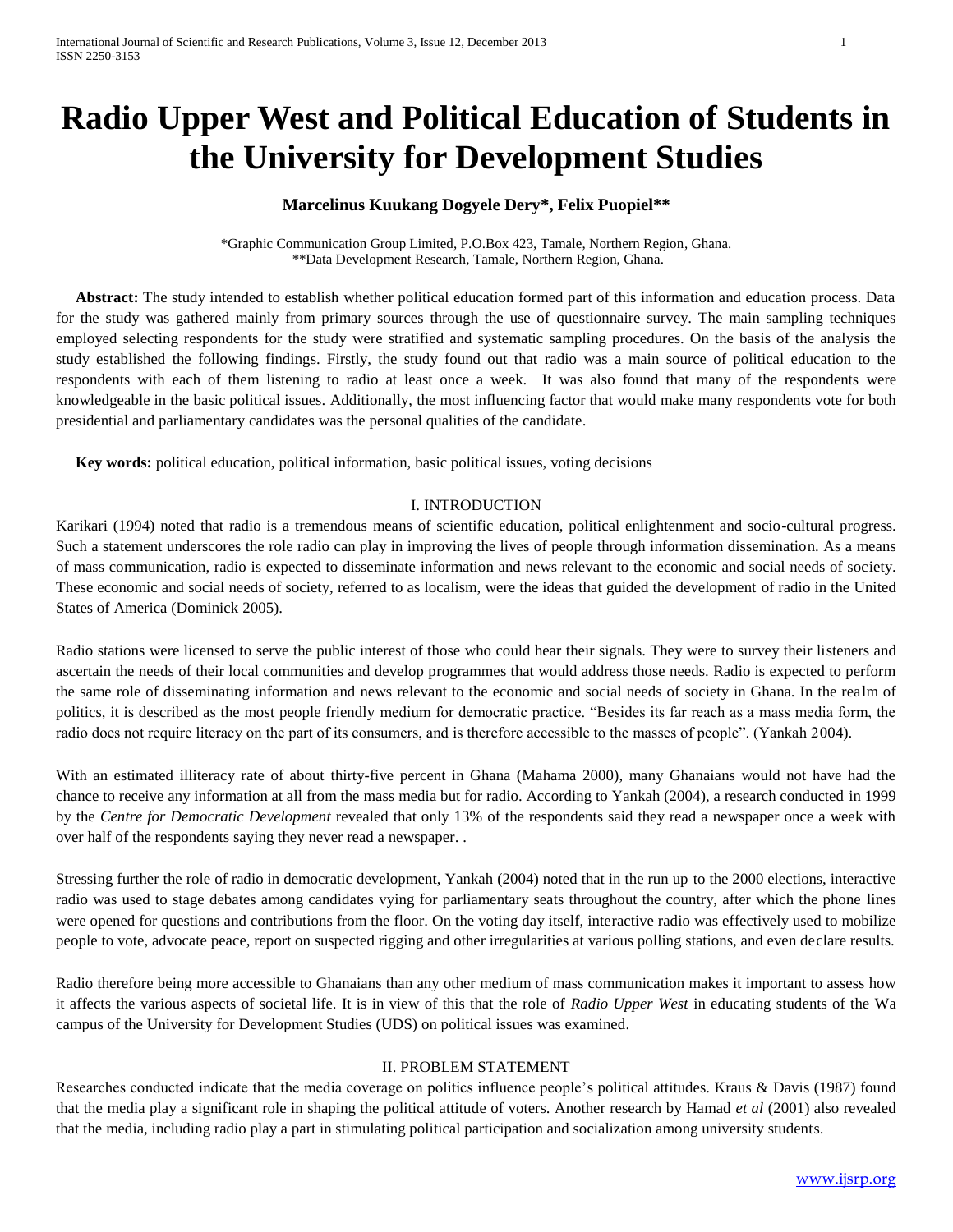# Radio Upper West and Political Education of Students in the University for Development Studies

**Marcelinus Kuukang Dogyele Dery\*, Felix Puopiel\*\***

\*Graphic Communication Group Limited, P.O.Box 423, Tamale, Northern Region, Ghana.
\*\*Data Development Research, Tamale, Northern Region, Ghana.

**Abstract:** The study intended to establish whether political education formed part of this information and education process. Data for the study was gathered mainly from primary sources through the use of questionnaire survey. The main sampling techniques employed selecting respondents for the study were stratified and systematic sampling procedures. On the basis of the analysis the study established the following findings. Firstly, the study found out that radio was a main source of political education to the respondents with each of them listening to radio at least once a week. It was also found that many of the respondents were knowledgeable in the basic political issues. Additionally, the most influencing factor that would make many respondents vote for both presidential and parliamentary candidates was the personal qualities of the candidate.

**Key words:** political education, political information, basic political issues, voting decisions

## I. INTRODUCTION

Karikari (1994) noted that radio is a tremendous means of scientific education, political enlightenment and socio-cultural progress. Such a statement underscores the role radio can play in improving the lives of people through information dissemination. As a means of mass communication, radio is expected to disseminate information and news relevant to the economic and social needs of society. These economic and social needs of society, referred to as localism, were the ideas that guided the development of radio in the United States of America (Dominick 2005).

Radio stations were licensed to serve the public interest of those who could hear their signals. They were to survey their listeners and ascertain the needs of their local communities and develop programmes that would address those needs. Radio is expected to perform the same role of disseminating information and news relevant to the economic and social needs of society in Ghana. In the realm of politics, it is described as the most people friendly medium for democratic practice. "Besides its far reach as a mass media form, the radio does not require literacy on the part of its consumers, and is therefore accessible to the masses of people". (Yankah 2004).

With an estimated illiteracy rate of about thirty-five percent in Ghana (Mahama 2000), many Ghanaians would not have had the chance to receive any information at all from the mass media but for radio. According to Yankah (2004), a research conducted in 1999 by the *Centre for Democratic Development* revealed that only 13% of the respondents said they read a newspaper once a week with over half of the respondents saying they never read a newspaper. .

Stressing further the role of radio in democratic development, Yankah (2004) noted that in the run up to the 2000 elections, interactive radio was used to stage debates among candidates vying for parliamentary seats throughout the country, after which the phone lines were opened for questions and contributions from the floor. On the voting day itself, interactive radio was effectively used to mobilize people to vote, advocate peace, report on suspected rigging and other irregularities at various polling stations, and even declare results.

Radio therefore being more accessible to Ghanaians than any other medium of mass communication makes it important to assess how it affects the various aspects of societal life. It is in view of this that the role of *Radio Upper West* in educating students of the Wa campus of the University for Development Studies (UDS) on political issues was examined.

## II. PROBLEM STATEMENT

Researches conducted indicate that the media coverage on politics influence people's political attitudes. Kraus & Davis (1987) found that the media play a significant role in shaping the political attitude of voters. Another research by Hamad *et al* (2001) also revealed that the media, including radio play a part in stimulating political participation and socialization among university students.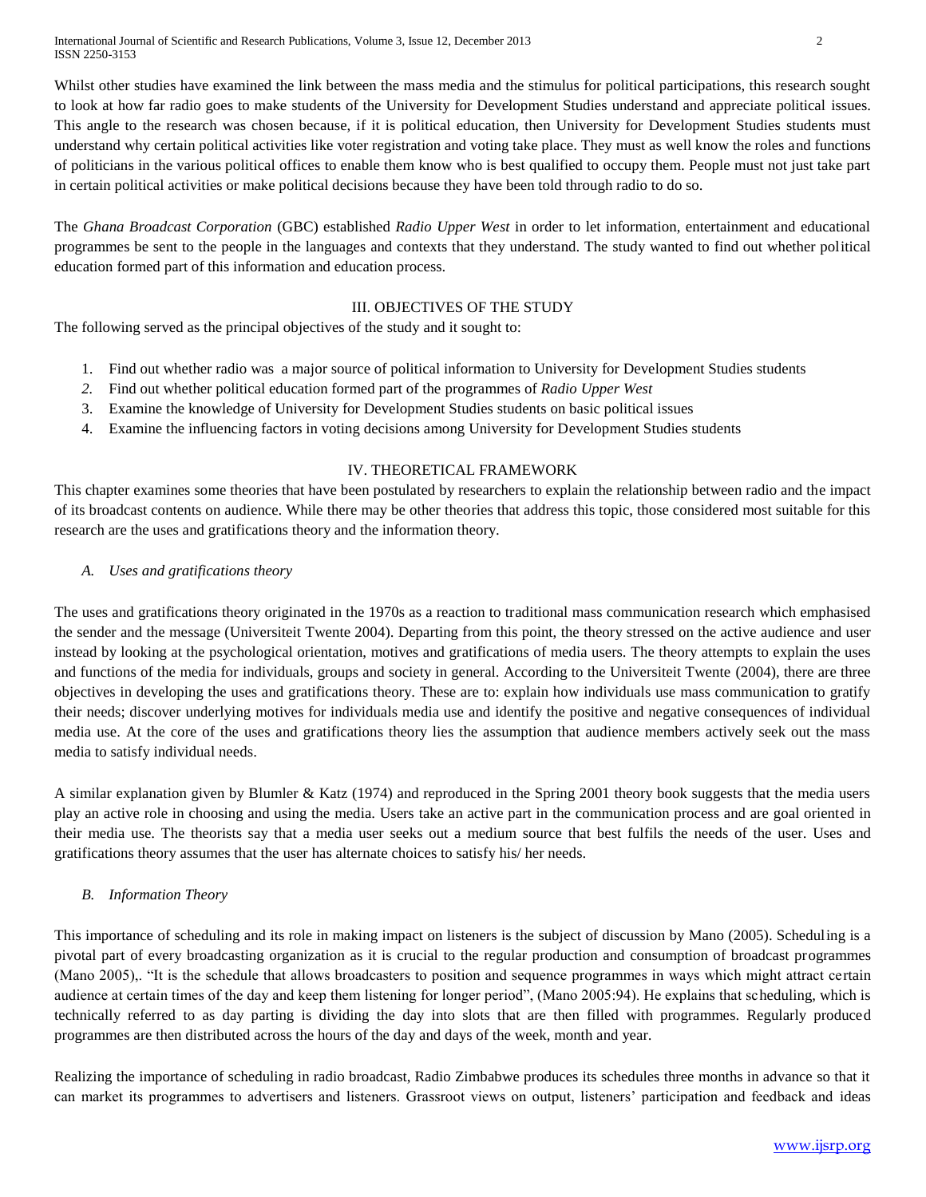Whilst other studies have examined the link between the mass media and the stimulus for political participations, this research sought to look at how far radio goes to make students of the University for Development Studies understand and appreciate political issues. This angle to the research was chosen because, if it is political education, then University for Development Studies students must understand why certain political activities like voter registration and voting take place. They must as well know the roles and functions of politicians in the various political offices to enable them know who is best qualified to occupy them. People must not just take part in certain political activities or make political decisions because they have been told through radio to do so.

The *Ghana Broadcast Corporation* (GBC) established *Radio Upper West* in order to let information, entertainment and educational programmes be sent to the people in the languages and contexts that they understand. The study wanted to find out whether political education formed part of this information and education process.

## III. OBJECTIVES OF THE STUDY

The following served as the principal objectives of the study and it sought to:

1. Find out whether radio was a major source of political information to University for Development Studies students
2. Find out whether political education formed part of the programmes of *Radio Upper West*
3. Examine the knowledge of University for Development Studies students on basic political issues
4. Examine the influencing factors in voting decisions among University for Development Studies students

## IV. THEORETICAL FRAMEWORK

This chapter examines some theories that have been postulated by researchers to explain the relationship between radio and the impact of its broadcast contents on audience. While there may be other theories that address this topic, those considered most suitable for this research are the uses and gratifications theory and the information theory.

### *A. Uses and gratifications theory*

The uses and gratifications theory originated in the 1970s as a reaction to traditional mass communication research which emphasised the sender and the message (Universiteit Twente 2004). Departing from this point, the theory stressed on the active audience and user instead by looking at the psychological orientation, motives and gratifications of media users. The theory attempts to explain the uses and functions of the media for individuals, groups and society in general. According to the Universiteit Twente (2004), there are three objectives in developing the uses and gratifications theory. These are to: explain how individuals use mass communication to gratify their needs; discover underlying motives for individuals media use and identify the positive and negative consequences of individual media use. At the core of the uses and gratifications theory lies the assumption that audience members actively seek out the mass media to satisfy individual needs.

A similar explanation given by Blumler & Katz (1974) and reproduced in the Spring 2001 theory book suggests that the media users play an active role in choosing and using the media. Users take an active part in the communication process and are goal oriented in their media use. The theorists say that a media user seeks out a medium source that best fulfils the needs of the user. Uses and gratifications theory assumes that the user has alternate choices to satisfy his/ her needs.

### *B. Information Theory*

This importance of scheduling and its role in making impact on listeners is the subject of discussion by Mano (2005). Scheduling is a pivotal part of every broadcasting organization as it is crucial to the regular production and consumption of broadcast programmes (Mano 2005),. "It is the schedule that allows broadcasters to position and sequence programmes in ways which might attract certain audience at certain times of the day and keep them listening for longer period", (Mano 2005:94). He explains that scheduling, which is technically referred to as day parting is dividing the day into slots that are then filled with programmes. Regularly produced programmes are then distributed across the hours of the day and days of the week, month and year.

Realizing the importance of scheduling in radio broadcast, Radio Zimbabwe produces its schedules three months in advance so that it can market its programmes to advertisers and listeners. Grassroot views on output, listeners' participation and feedback and ideas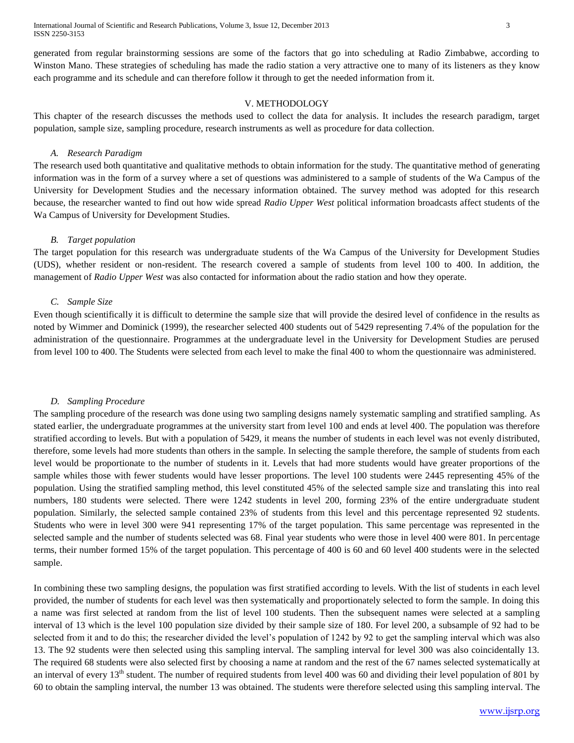generated from regular brainstorming sessions are some of the factors that go into scheduling at Radio Zimbabwe, according to Winston Mano. These strategies of scheduling has made the radio station a very attractive one to many of its listeners as they know each programme and its schedule and can therefore follow it through to get the needed information from it.

## V. METHODOLOGY

This chapter of the research discusses the methods used to collect the data for analysis. It includes the research paradigm, target population, sample size, sampling procedure, research instruments as well as procedure for data collection.

### *A. Research Paradigm*

The research used both quantitative and qualitative methods to obtain information for the study. The quantitative method of generating information was in the form of a survey where a set of questions was administered to a sample of students of the Wa Campus of the University for Development Studies and the necessary information obtained. The survey method was adopted for this research because, the researcher wanted to find out how wide spread *Radio Upper West* political information broadcasts affect students of the Wa Campus of University for Development Studies.

### *B. Target population*

The target population for this research was undergraduate students of the Wa Campus of the University for Development Studies (UDS), whether resident or non-resident. The research covered a sample of students from level 100 to 400. In addition, the management of *Radio Upper West* was also contacted for information about the radio station and how they operate.

### *C. Sample Size*

Even though scientifically it is difficult to determine the sample size that will provide the desired level of confidence in the results as noted by Wimmer and Dominick (1999), the researcher selected 400 students out of 5429 representing 7.4% of the population for the administration of the questionnaire. Programmes at the undergraduate level in the University for Development Studies are perused from level 100 to 400. The Students were selected from each level to make the final 400 to whom the questionnaire was administered.

### *D. Sampling Procedure*

The sampling procedure of the research was done using two sampling designs namely systematic sampling and stratified sampling. As stated earlier, the undergraduate programmes at the university start from level 100 and ends at level 400. The population was therefore stratified according to levels. But with a population of 5429, it means the number of students in each level was not evenly distributed, therefore, some levels had more students than others in the sample. In selecting the sample therefore, the sample of students from each level would be proportionate to the number of students in it. Levels that had more students would have greater proportions of the sample whiles those with fewer students would have lesser proportions. The level 100 students were 2445 representing 45% of the population. Using the stratified sampling method, this level constituted 45% of the selected sample size and translating this into real numbers, 180 students were selected. There were 1242 students in level 200, forming 23% of the entire undergraduate student population. Similarly, the selected sample contained 23% of students from this level and this percentage represented 92 students. Students who were in level 300 were 941 representing 17% of the target population. This same percentage was represented in the selected sample and the number of students selected was 68. Final year students who were those in level 400 were 801. In percentage terms, their number formed 15% of the target population. This percentage of 400 is 60 and 60 level 400 students were in the selected sample.

In combining these two sampling designs, the population was first stratified according to levels. With the list of students in each level provided, the number of students for each level was then systematically and proportionately selected to form the sample. In doing this a name was first selected at random from the list of level 100 students. Then the subsequent names were selected at a sampling interval of 13 which is the level 100 population size divided by their sample size of 180. For level 200, a subsample of 92 had to be selected from it and to do this; the researcher divided the level's population of 1242 by 92 to get the sampling interval which was also 13. The 92 students were then selected using this sampling interval. The sampling interval for level 300 was also coincidentally 13. The required 68 students were also selected first by choosing a name at random and the rest of the 67 names selected systematically at an interval of every 13th student. The number of required students from level 400 was 60 and dividing their level population of 801 by 60 to obtain the sampling interval, the number 13 was obtained. The students were therefore selected using this sampling interval. The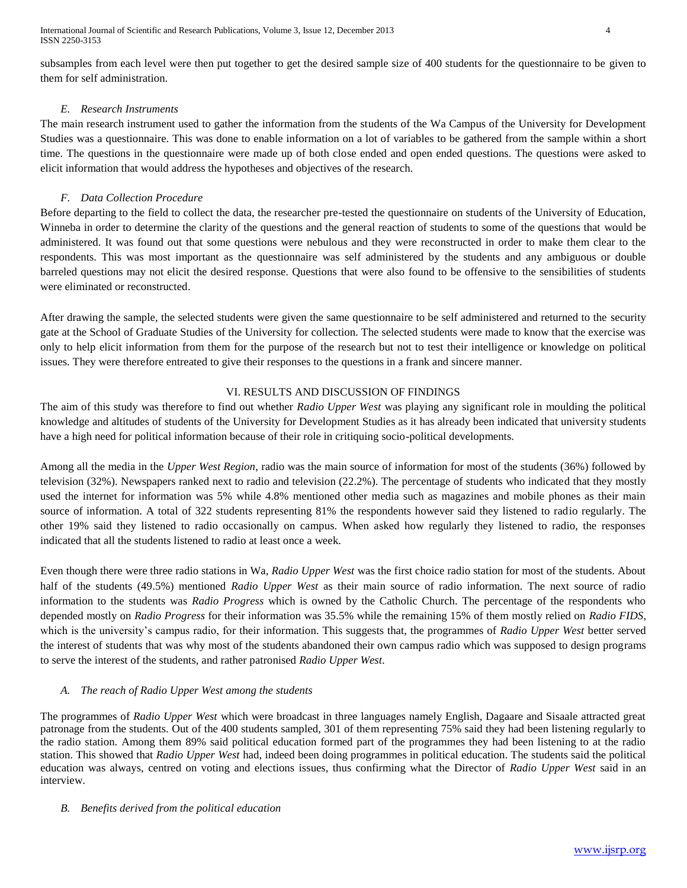subsamples from each level were then put together to get the desired sample size of 400 students for the questionnaire to be given to them for self administration.

### *E. Research Instruments*

The main research instrument used to gather the information from the students of the Wa Campus of the University for Development Studies was a questionnaire. This was done to enable information on a lot of variables to be gathered from the sample within a short time. The questions in the questionnaire were made up of both close ended and open ended questions. The questions were asked to elicit information that would address the hypotheses and objectives of the research.

### *F. Data Collection Procedure*

Before departing to the field to collect the data, the researcher pre-tested the questionnaire on students of the University of Education, Winneba in order to determine the clarity of the questions and the general reaction of students to some of the questions that would be administered. It was found out that some questions were nebulous and they were reconstructed in order to make them clear to the respondents. This was most important as the questionnaire was self administered by the students and any ambiguous or double barreled questions may not elicit the desired response. Questions that were also found to be offensive to the sensibilities of students were eliminated or reconstructed.

After drawing the sample, the selected students were given the same questionnaire to be self administered and returned to the security gate at the School of Graduate Studies of the University for collection. The selected students were made to know that the exercise was only to help elicit information from them for the purpose of the research but not to test their intelligence or knowledge on political issues. They were therefore entreated to give their responses to the questions in a frank and sincere manner.

## VI. RESULTS AND DISCUSSION OF FINDINGS

The aim of this study was therefore to find out whether *Radio Upper West* was playing any significant role in moulding the political knowledge and altitudes of students of the University for Development Studies as it has already been indicated that university students have a high need for political information because of their role in critiquing socio-political developments.

Among all the media in the *Upper West Region*, radio was the main source of information for most of the students (36%) followed by television (32%). Newspapers ranked next to radio and television (22.2%). The percentage of students who indicated that they mostly used the internet for information was 5% while 4.8% mentioned other media such as magazines and mobile phones as their main source of information. A total of 322 students representing 81% the respondents however said they listened to radio regularly. The other 19% said they listened to radio occasionally on campus. When asked how regularly they listened to radio, the responses indicated that all the students listened to radio at least once a week.

Even though there were three radio stations in Wa, *Radio Upper West* was the first choice radio station for most of the students. About half of the students (49.5%) mentioned *Radio Upper West* as their main source of radio information. The next source of radio information to the students was *Radio Progress* which is owned by the Catholic Church. The percentage of the respondents who depended mostly on *Radio Progress* for their information was 35.5% while the remaining 15% of them mostly relied on *Radio FIDS*, which is the university's campus radio, for their information. This suggests that, the programmes of *Radio Upper West* better served the interest of students that was why most of the students abandoned their own campus radio which was supposed to design programs to serve the interest of the students, and rather patronised *Radio Upper West*.

### *A. The reach of Radio Upper West among the students*

The programmes of *Radio Upper West* which were broadcast in three languages namely English, Dagaare and Sisaale attracted great patronage from the students. Out of the 400 students sampled, 301 of them representing 75% said they had been listening regularly to the radio station. Among them 89% said political education formed part of the programmes they had been listening to at the radio station. This showed that *Radio Upper West* had, indeed been doing programmes in political education. The students said the political education was always, centred on voting and elections issues, thus confirming what the Director of *Radio Upper West* said in an interview.

### *B. Benefits derived from the political education*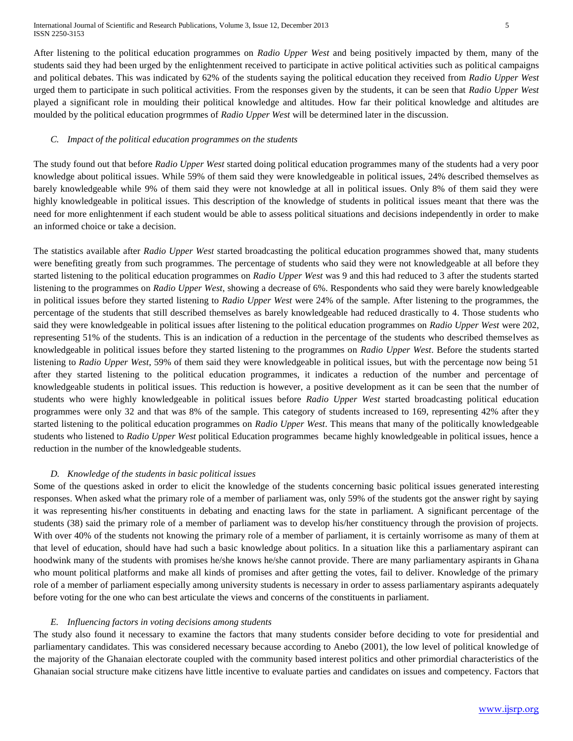After listening to the political education programmes on *Radio Upper West* and being positively impacted by them, many of the students said they had been urged by the enlightenment received to participate in active political activities such as political campaigns and political debates. This was indicated by 62% of the students saying the political education they received from *Radio Upper West* urged them to participate in such political activities. From the responses given by the students, it can be seen that *Radio Upper West* played a significant role in moulding their political knowledge and altitudes. How far their political knowledge and altitudes are moulded by the political education progrmmes of *Radio Upper West* will be determined later in the discussion.

### *C. Impact of the political education programmes on the students*

The study found out that before *Radio Upper West* started doing political education programmes many of the students had a very poor knowledge about political issues. While 59% of them said they were knowledgeable in political issues, 24% described themselves as barely knowledgeable while 9% of them said they were not knowledge at all in political issues. Only 8% of them said they were highly knowledgeable in political issues. This description of the knowledge of students in political issues meant that there was the need for more enlightenment if each student would be able to assess political situations and decisions independently in order to make an informed choice or take a decision.

The statistics available after *Radio Upper West* started broadcasting the political education programmes showed that, many students were benefiting greatly from such programmes. The percentage of students who said they were not knowledgeable at all before they started listening to the political education programmes on *Radio Upper West* was 9 and this had reduced to 3 after the students started listening to the programmes on *Radio Upper West*, showing a decrease of 6%. Respondents who said they were barely knowledgeable in political issues before they started listening to *Radio Upper West* were 24% of the sample. After listening to the programmes, the percentage of the students that still described themselves as barely knowledgeable had reduced drastically to 4. Those students who said they were knowledgeable in political issues after listening to the political education programmes on *Radio Upper West* were 202, representing 51% of the students. This is an indication of a reduction in the percentage of the students who described themselves as knowledgeable in political issues before they started listening to the programmes on *Radio Upper West*. Before the students started listening to *Radio Upper West*, 59% of them said they were knowledgeable in political issues, but with the percentage now being 51 after they started listening to the political education programmes, it indicates a reduction of the number and percentage of knowledgeable students in political issues. This reduction is however, a positive development as it can be seen that the number of students who were highly knowledgeable in political issues before *Radio Upper West* started broadcasting political education programmes were only 32 and that was 8% of the sample. This category of students increased to 169, representing 42% after they started listening to the political education programmes on *Radio Upper West*. This means that many of the politically knowledgeable students who listened to *Radio Upper West* political Education programmes became highly knowledgeable in political issues, hence a reduction in the number of the knowledgeable students.

### *D. Knowledge of the students in basic political issues*

Some of the questions asked in order to elicit the knowledge of the students concerning basic political issues generated interesting responses. When asked what the primary role of a member of parliament was, only 59% of the students got the answer right by saying it was representing his/her constituents in debating and enacting laws for the state in parliament. A significant percentage of the students (38) said the primary role of a member of parliament was to develop his/her constituency through the provision of projects. With over 40% of the students not knowing the primary role of a member of parliament, it is certainly worrisome as many of them at that level of education, should have had such a basic knowledge about politics. In a situation like this a parliamentary aspirant can hoodwink many of the students with promises he/she knows he/she cannot provide. There are many parliamentary aspirants in Ghana who mount political platforms and make all kinds of promises and after getting the votes, fail to deliver. Knowledge of the primary role of a member of parliament especially among university students is necessary in order to assess parliamentary aspirants adequately before voting for the one who can best articulate the views and concerns of the constituents in parliament.

### *E. Influencing factors in voting decisions among students*

The study also found it necessary to examine the factors that many students consider before deciding to vote for presidential and parliamentary candidates. This was considered necessary because according to Anebo (2001), the low level of political knowledge of the majority of the Ghanaian electorate coupled with the community based interest politics and other primordial characteristics of the Ghanaian social structure make citizens have little incentive to evaluate parties and candidates on issues and competency. Factors that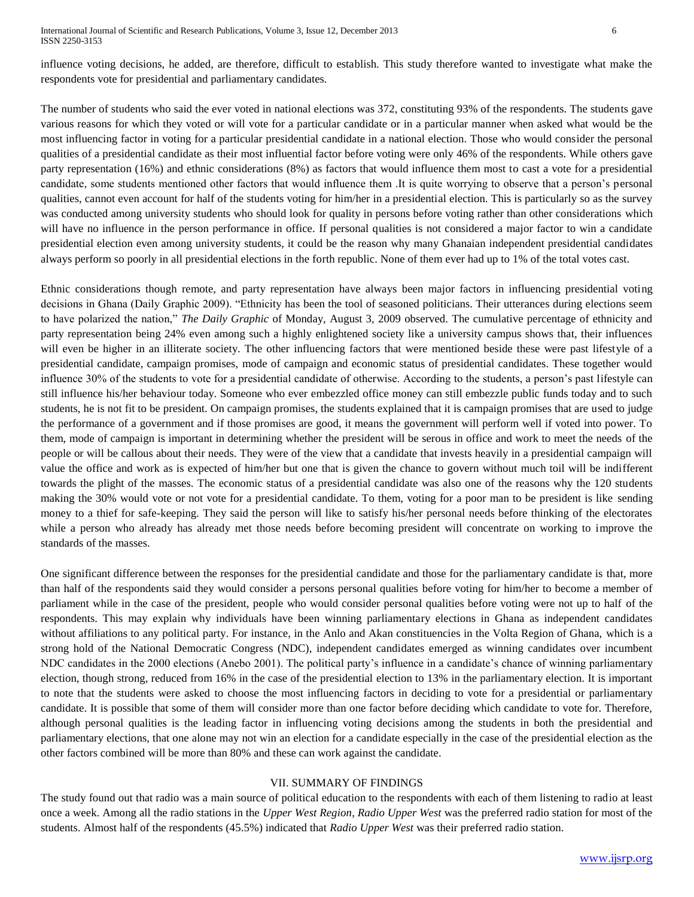influence voting decisions, he added, are therefore, difficult to establish. This study therefore wanted to investigate what make the respondents vote for presidential and parliamentary candidates.

The number of students who said the ever voted in national elections was 372, constituting 93% of the respondents. The students gave various reasons for which they voted or will vote for a particular candidate or in a particular manner when asked what would be the most influencing factor in voting for a particular presidential candidate in a national election. Those who would consider the personal qualities of a presidential candidate as their most influential factor before voting were only 46% of the respondents. While others gave party representation (16%) and ethnic considerations (8%) as factors that would influence them most to cast a vote for a presidential candidate, some students mentioned other factors that would influence them .It is quite worrying to observe that a person's personal qualities, cannot even account for half of the students voting for him/her in a presidential election. This is particularly so as the survey was conducted among university students who should look for quality in persons before voting rather than other considerations which will have no influence in the person performance in office. If personal qualities is not considered a major factor to win a candidate presidential election even among university students, it could be the reason why many Ghanaian independent presidential candidates always perform so poorly in all presidential elections in the forth republic. None of them ever had up to 1% of the total votes cast.

Ethnic considerations though remote, and party representation have always been major factors in influencing presidential voting decisions in Ghana (Daily Graphic 2009). "Ethnicity has been the tool of seasoned politicians. Their utterances during elections seem to have polarized the nation," *The Daily Graphic* of Monday, August 3, 2009 observed. The cumulative percentage of ethnicity and party representation being 24% even among such a highly enlightened society like a university campus shows that, their influences will even be higher in an illiterate society. The other influencing factors that were mentioned beside these were past lifestyle of a presidential candidate, campaign promises, mode of campaign and economic status of presidential candidates. These together would influence 30% of the students to vote for a presidential candidate of otherwise. According to the students, a person's past lifestyle can still influence his/her behaviour today. Someone who ever embezzled office money can still embezzle public funds today and to such students, he is not fit to be president. On campaign promises, the students explained that it is campaign promises that are used to judge the performance of a government and if those promises are good, it means the government will perform well if voted into power. To them, mode of campaign is important in determining whether the president will be serous in office and work to meet the needs of the people or will be callous about their needs. They were of the view that a candidate that invests heavily in a presidential campaign will value the office and work as is expected of him/her but one that is given the chance to govern without much toil will be indifferent towards the plight of the masses. The economic status of a presidential candidate was also one of the reasons why the 120 students making the 30% would vote or not vote for a presidential candidate. To them, voting for a poor man to be president is like sending money to a thief for safe-keeping. They said the person will like to satisfy his/her personal needs before thinking of the electorates while a person who already has already met those needs before becoming president will concentrate on working to improve the standards of the masses.

One significant difference between the responses for the presidential candidate and those for the parliamentary candidate is that, more than half of the respondents said they would consider a persons personal qualities before voting for him/her to become a member of parliament while in the case of the president, people who would consider personal qualities before voting were not up to half of the respondents. This may explain why individuals have been winning parliamentary elections in Ghana as independent candidates without affiliations to any political party. For instance, in the Anlo and Akan constituencies in the Volta Region of Ghana, which is a strong hold of the National Democratic Congress (NDC), independent candidates emerged as winning candidates over incumbent NDC candidates in the 2000 elections (Anebo 2001). The political party's influence in a candidate's chance of winning parliamentary election, though strong, reduced from 16% in the case of the presidential election to 13% in the parliamentary election. It is important to note that the students were asked to choose the most influencing factors in deciding to vote for a presidential or parliamentary candidate. It is possible that some of them will consider more than one factor before deciding which candidate to vote for. Therefore, although personal qualities is the leading factor in influencing voting decisions among the students in both the presidential and parliamentary elections, that one alone may not win an election for a candidate especially in the case of the presidential election as the other factors combined will be more than 80% and these can work against the candidate.

## VII. Summary of Findings

The study found out that radio was a main source of political education to the respondents with each of them listening to radio at least once a week. Among all the radio stations in the *Upper West Region*, *Radio Upper West* was the preferred radio station for most of the students. Almost half of the respondents (45.5%) indicated that *Radio Upper West* was their preferred radio station.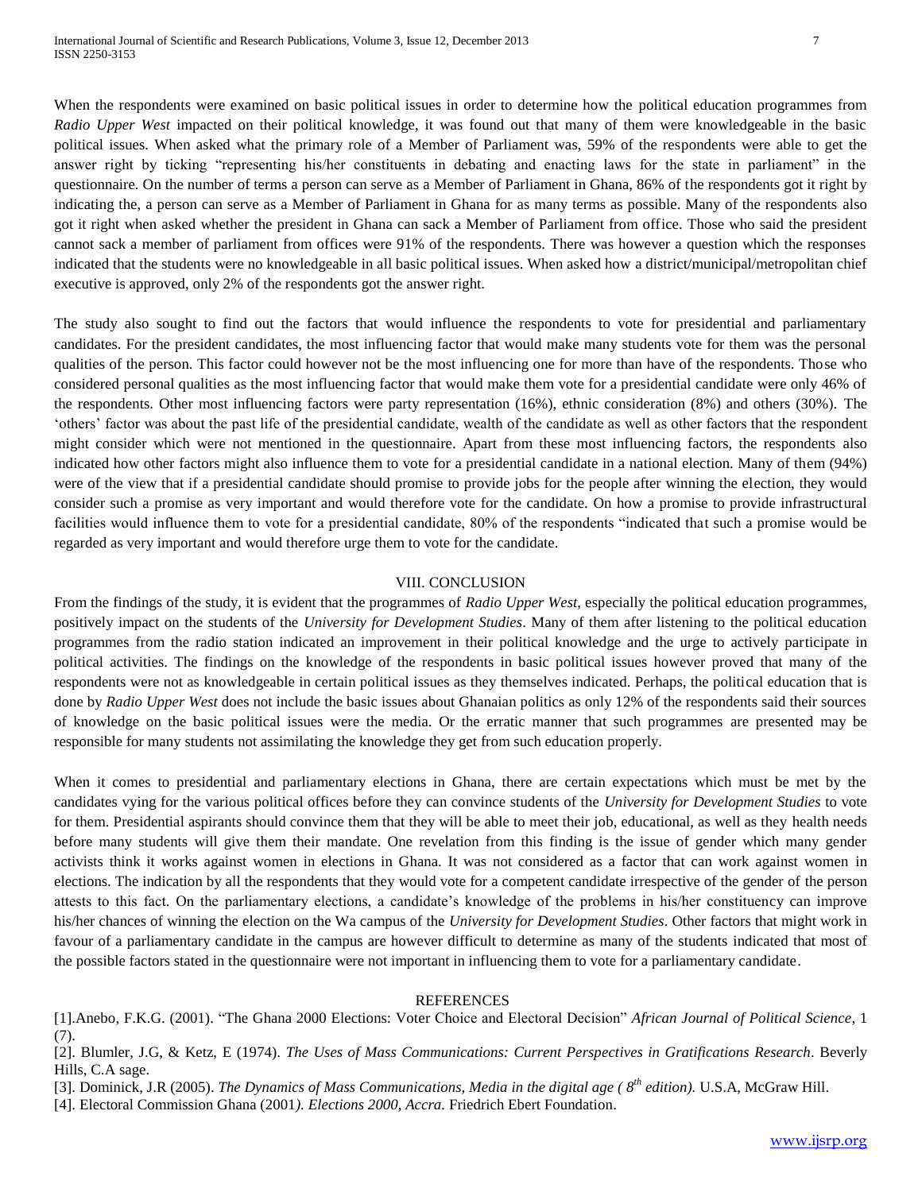When the respondents were examined on basic political issues in order to determine how the political education programmes from *Radio Upper West* impacted on their political knowledge, it was found out that many of them were knowledgeable in the basic political issues. When asked what the primary role of a Member of Parliament was, 59% of the respondents were able to get the answer right by ticking "representing his/her constituents in debating and enacting laws for the state in parliament" in the questionnaire. On the number of terms a person can serve as a Member of Parliament in Ghana, 86% of the respondents got it right by indicating the, a person can serve as a Member of Parliament in Ghana for as many terms as possible. Many of the respondents also got it right when asked whether the president in Ghana can sack a Member of Parliament from office. Those who said the president cannot sack a member of parliament from offices were 91% of the respondents. There was however a question which the responses indicated that the students were no knowledgeable in all basic political issues. When asked how a district/municipal/metropolitan chief executive is approved, only 2% of the respondents got the answer right.

The study also sought to find out the factors that would influence the respondents to vote for presidential and parliamentary candidates. For the president candidates, the most influencing factor that would make many students vote for them was the personal qualities of the person. This factor could however not be the most influencing one for more than have of the respondents. Those who considered personal qualities as the most influencing factor that would make them vote for a presidential candidate were only 46% of the respondents. Other most influencing factors were party representation (16%), ethnic consideration (8%) and others (30%). The 'others' factor was about the past life of the presidential candidate, wealth of the candidate as well as other factors that the respondent might consider which were not mentioned in the questionnaire. Apart from these most influencing factors, the respondents also indicated how other factors might also influence them to vote for a presidential candidate in a national election. Many of them (94%) were of the view that if a presidential candidate should promise to provide jobs for the people after winning the election, they would consider such a promise as very important and would therefore vote for the candidate. On how a promise to provide infrastructural facilities would influence them to vote for a presidential candidate, 80% of the respondents "indicated that such a promise would be regarded as very important and would therefore urge them to vote for the candidate.

## VIII. CONCLUSION

From the findings of the study, it is evident that the programmes of *Radio Upper West*, especially the political education programmes, positively impact on the students of the *University for Development Studies*. Many of them after listening to the political education programmes from the radio station indicated an improvement in their political knowledge and the urge to actively participate in political activities. The findings on the knowledge of the respondents in basic political issues however proved that many of the respondents were not as knowledgeable in certain political issues as they themselves indicated. Perhaps, the political education that is done by *Radio Upper West* does not include the basic issues about Ghanaian politics as only 12% of the respondents said their sources of knowledge on the basic political issues were the media. Or the erratic manner that such programmes are presented may be responsible for many students not assimilating the knowledge they get from such education properly.

When it comes to presidential and parliamentary elections in Ghana, there are certain expectations which must be met by the candidates vying for the various political offices before they can convince students of the *University for Development Studies* to vote for them. Presidential aspirants should convince them that they will be able to meet their job, educational, as well as they health needs before many students will give them their mandate. One revelation from this finding is the issue of gender which many gender activists think it works against women in elections in Ghana. It was not considered as a factor that can work against women in elections. The indication by all the respondents that they would vote for a competent candidate irrespective of the gender of the person attests to this fact. On the parliamentary elections, a candidate's knowledge of the problems in his/her constituency can improve his/her chances of winning the election on the Wa campus of the *University for Development Studies*. Other factors that might work in favour of a parliamentary candidate in the campus are however difficult to determine as many of the students indicated that most of the possible factors stated in the questionnaire were not important in influencing them to vote for a parliamentary candidate.

## REFERENCES

[1].Anebo, F.K.G. (2001). "The Ghana 2000 Elections: Voter Choice and Electoral Decision" *African Journal of Political Science*, 1 (7).

[2]. Blumler, J.G, & Ketz, E (1974). *The Uses of Mass Communications: Current Perspectives in Gratifications Research*. Beverly Hills, C.A sage.

[3]. Dominick, J.R (2005). *The Dynamics of Mass Communications, Media in the digital age ( 8th edition).* U.S.A, McGraw Hill.

[4]. Electoral Commission Ghana (2001*). Elections 2000, Accra*. Friedrich Ebert Foundation.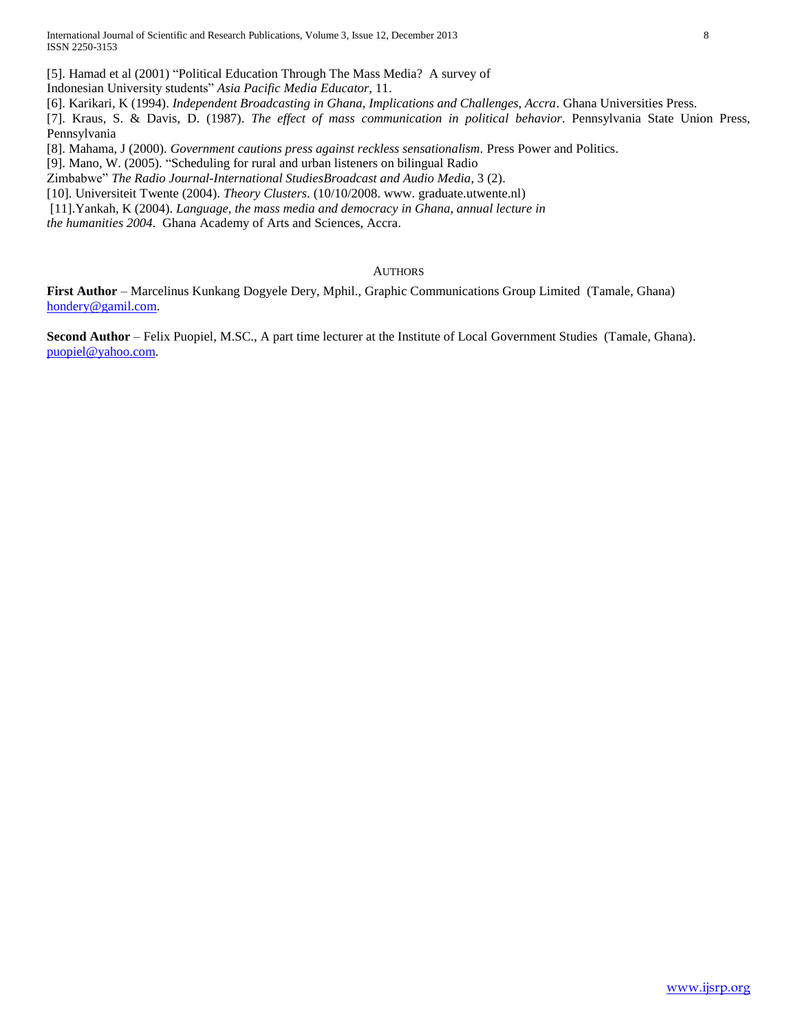[5]. Hamad et al (2001) "Political Education Through The Mass Media? A survey of Indonesian University students" *Asia Pacific Media Educator*, 11.

[6]. Karikari, K (1994). *Independent Broadcasting in Ghana, Implications and Challenges, Accra*. Ghana Universities Press.

[7]. Kraus, S. & Davis, D. (1987). *The effect of mass communication in political behavior*. Pennsylvania State Union Press, Pennsylvania

[8]. Mahama, J (2000). *Government cautions press against reckless sensationalism*. Press Power and Politics.

[9]. Mano, W. (2005). "Scheduling for rural and urban listeners on bilingual Radio Zimbabwe" *The Radio Journal-International StudiesBroadcast and Audio Media*, 3 (2).

[10]. Universiteit Twente (2004). *Theory Clusters*. (10/10/2008. www. graduate.utwente.nl)

[11].Yankah, K (2004). *Language, the mass media and democracy in Ghana, annual lecture in the humanities 2004*. Ghana Academy of Arts and Sciences, Accra.

## AUTHORS

**First Author** – Marcelinus Kunkang Dogyele Dery, Mphil., Graphic Communications Group Limited (Tamale, Ghana) hondery@gamil.com.

**Second Author** – Felix Puopiel, M.SC., A part time lecturer at the Institute of Local Government Studies (Tamale, Ghana). puopiel@yahoo.com.